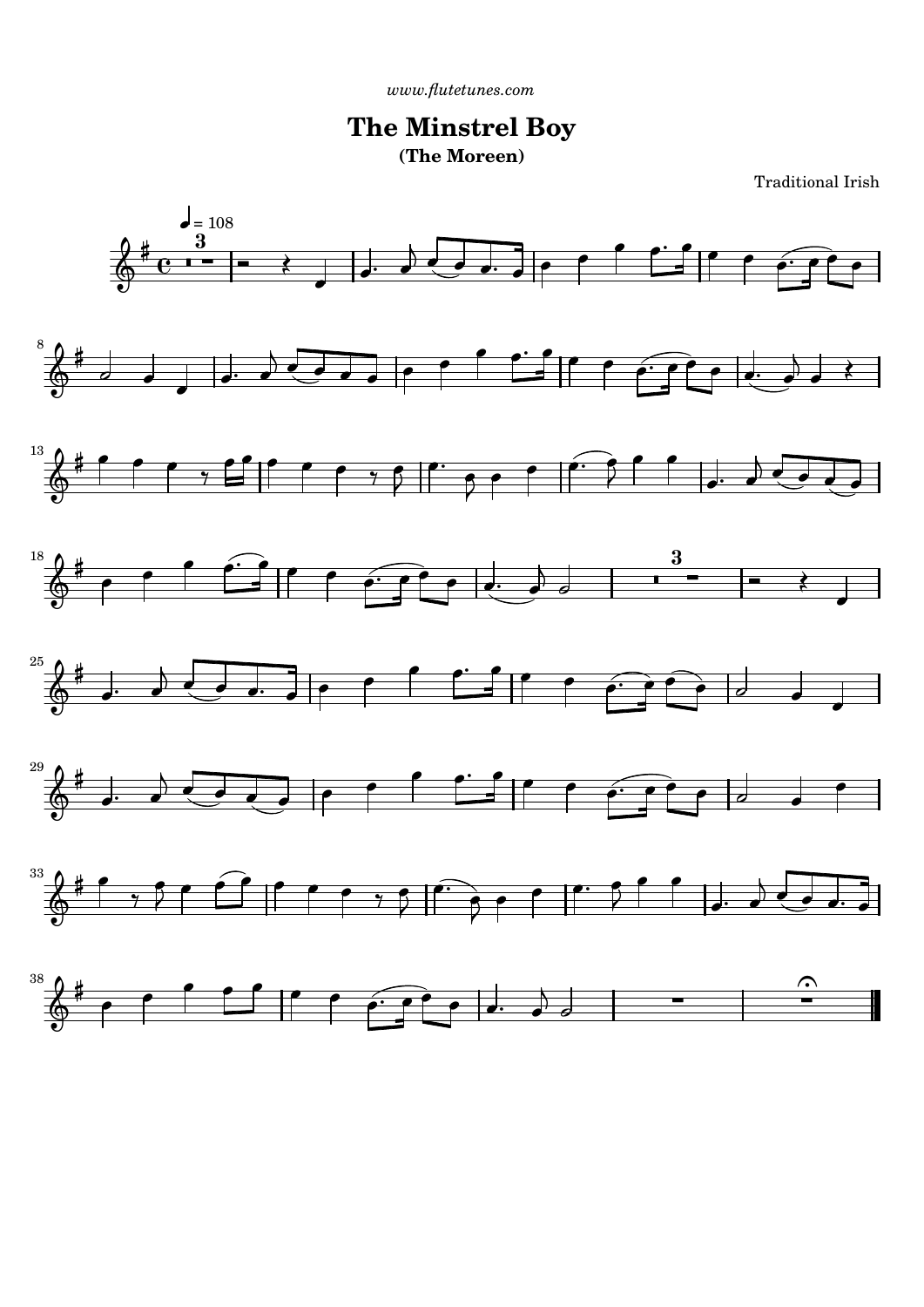www.flutetunes.com

# The Minstrel Boy

## (The Moreen)

Traditional Irish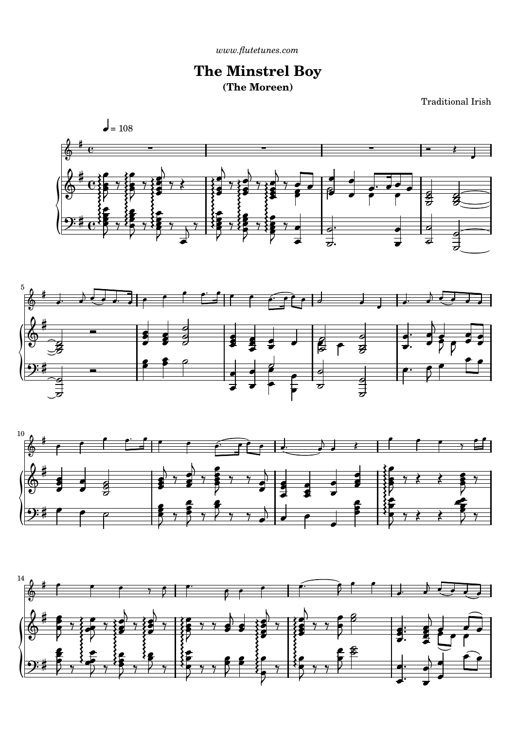www.flutetunes.com

# The Minstrel Boy

## (The Moreen)

Traditional Irish

♩ = 108